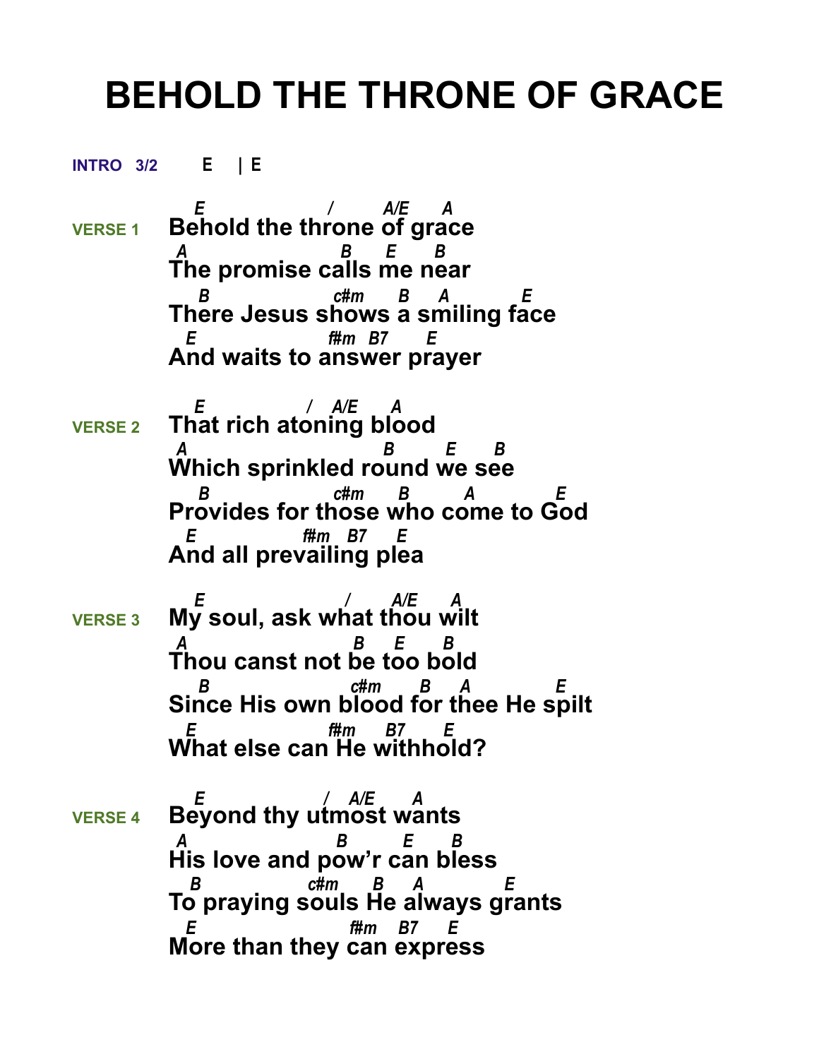# BEHOLD THE THRONE OF GRACE

**INTRO 3/2** E | E

```
          E                  /     A/E    A
VERSE 1   Behold the throne of grace
          A                  B     E     B
          The promise calls me near
           B                c#m     B    A         E
          There Jesus shows a smiling face
          E                 f#m  B7     E
          And waits to answer prayer

          E              /   A/E    A
VERSE 2   That rich atoning blood
          A                        B      E     B
          Which sprinkled round we see
           B                c#m     B      A         E
          Provides for those who come to God
          E             f#m   B7    E
          And all prevailing plea

          E                 /      A/E    A
VERSE 3   My soul, ask what thou wilt
          A                   B    E     B
          Thou canst not be too bold
           B                    c#m     B    A          E
          Since His own blood for thee He spilt
          E                 f#m    B7     E
          What else can He withhold?

          E                /   A/E    A
VERSE 4   Beyond thy utmost wants
          A                  B       E     B
          His love and pow'r can bless
          B              c#m     B    A          E
          To praying souls He always grants
          E                    f#m    B7    E
          More than they can express
```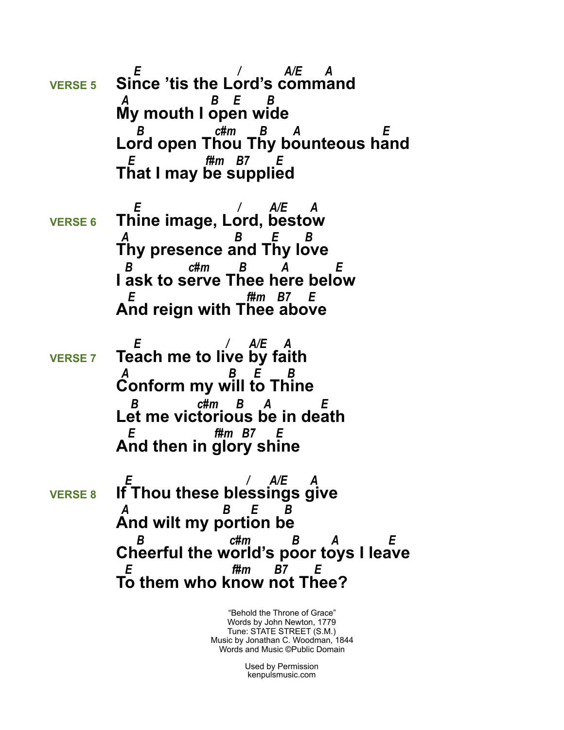**VERSE 5**

```
 E                  /        A/E   A
Since 'tis the Lord's command
 A             B  E    B
My mouth I open wide
  B            c#m    B    A              E
Lord open Thou Thy bounteous hand
 E            f#m  B7    E
That I may be supplied
```

**VERSE 6**

```
 E                  /     A/E    A
Thine image, Lord, bestow
 A                 B    E    B
Thy presence and Thy love
 B          c#m     B      A        E
I ask to serve Thee here below
 E                    f#m  B7   E
And reign with Thee above
```

**VERSE 7**

```
 E                /    A/E   A
Teach me to live by faith
 A              B   E    B
Conform my will to Thine
  B          c#m   B   A        E
Let me victorious be in death
 E              f#m  B7    E
And then in glory shine
```

**VERSE 8**

```
 E                    /   A/E    A
If Thou these blessings give
 A               B    E    B
And wilt my portion be
  B              c#m        B     A        E
Cheerful the world's poor toys I leave
 E                f#m      B7    E
To them who know not Thee?
```

"Behold the Throne of Grace"
Words by John Newton, 1779
Tune: STATE STREET (S.M.)
Music by Jonathan C. Woodman, 1844
Words and Music ©Public Domain

Used by Permission
kenpulsmusic.com